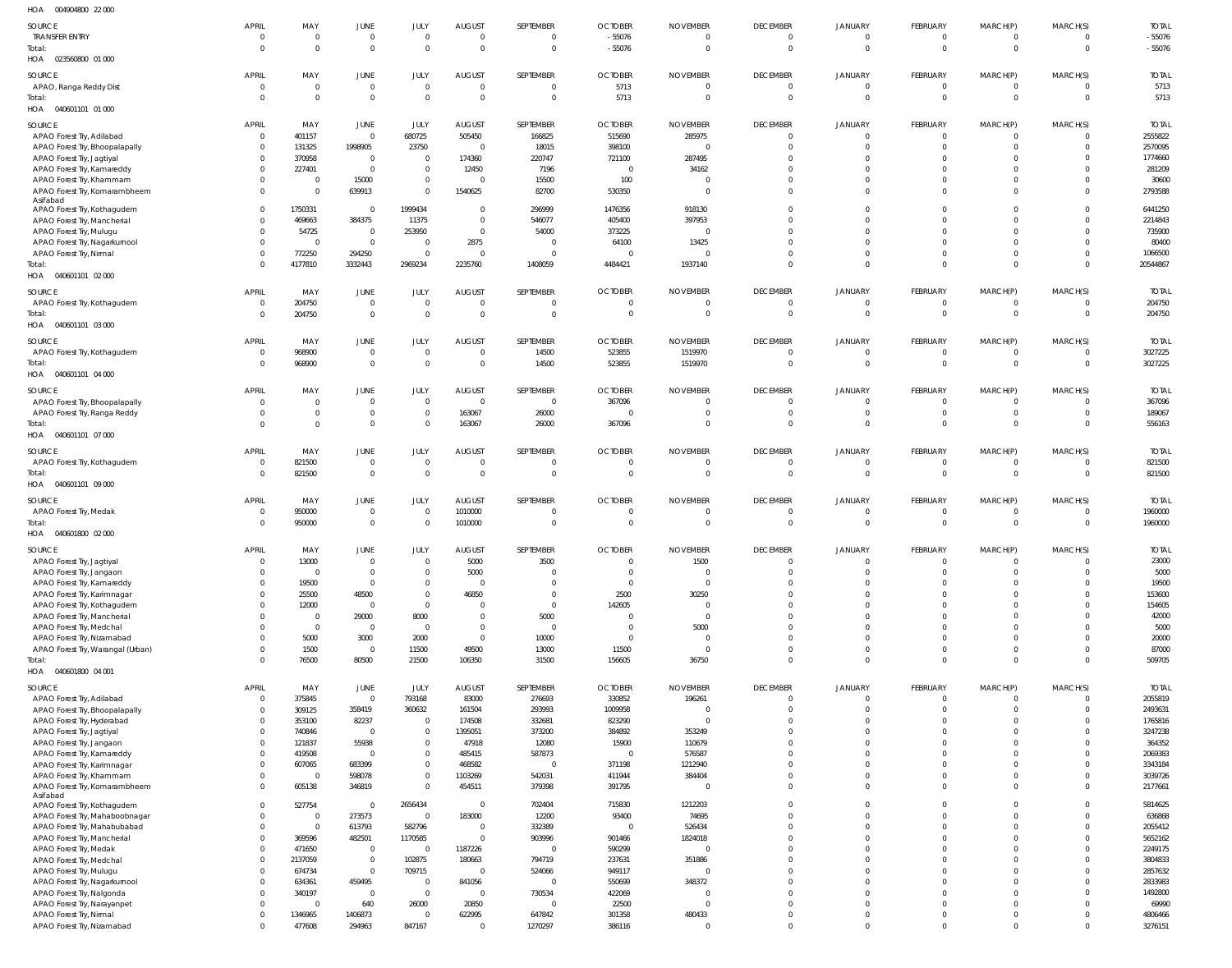HOA 004904800 22 000

| SOURCE | APRIL | MAY | JUNE | JULY | AUGUST | SEPTEMBER | OCTOBER | NOVEMBER | DECEMBER | JANUARY | FEBRUARY | MARCH(P) | MARCH(S) | TOTAL |
|---|---|---|---|---|---|---|---|---|---|---|---|---|---|---|
| TRANSFER ENTRY | 0 | 0 | 0 | 0 | 0 | 0 | -55076 | 0 | 0 | 0 | 0 | 0 | 0 | -55076 |
| Total: | 0 | 0 | 0 | 0 | 0 | 0 | -55076 | 0 | 0 | 0 | 0 | 0 | 0 | -55076 |

HOA 023560800 01 000

| SOURCE | APRIL | MAY | JUNE | JULY | AUGUST | SEPTEMBER | OCTOBER | NOVEMBER | DECEMBER | JANUARY | FEBRUARY | MARCH(P) | MARCH(S) | TOTAL |
|---|---|---|---|---|---|---|---|---|---|---|---|---|---|---|
| APAO, Ranga Reddy Dist | 0 | 0 | 0 | 0 | 0 | 0 | 5713 | 0 | 0 | 0 | 0 | 0 | 0 | 5713 |
| Total: | 0 | 0 | 0 | 0 | 0 | 0 | 5713 | 0 | 0 | 0 | 0 | 0 | 0 | 5713 |

HOA 040601101 01 000

| SOURCE | APRIL | MAY | JUNE | JULY | AUGUST | SEPTEMBER | OCTOBER | NOVEMBER | DECEMBER | JANUARY | FEBRUARY | MARCH(P) | MARCH(S) | TOTAL |
|---|---|---|---|---|---|---|---|---|---|---|---|---|---|---|
| APAO Forest Try, Adilabad | 0 | 401157 | 0 | 680725 | 505450 | 166825 | 515690 | 285975 | 0 | 0 | 0 | 0 | 0 | 2555822 |
| APAO Forest Try, Bhoopalapally | 0 | 131325 | 1998905 | 23750 | 0 | 18015 | 398100 | 0 | 0 | 0 | 0 | 0 | 0 | 2570095 |
| APAO Forest Try, Jagtiyal | 0 | 370958 | 0 | 0 | 174360 | 220747 | 721100 | 287495 | 0 | 0 | 0 | 0 | 0 | 1774660 |
| APAO Forest Try, Kamareddy | 0 | 227401 | 0 | 0 | 12450 | 7196 | 0 | 34162 | 0 | 0 | 0 | 0 | 0 | 281209 |
| APAO Forest Try, Khammam | 0 | 0 | 15000 | 0 | 0 | 15500 | 100 | 0 | 0 | 0 | 0 | 0 | 0 | 30600 |
| APAO Forest Try, Komarambheem Asifabad | 0 | 0 | 639913 | 0 | 1540625 | 82700 | 530350 | 0 | 0 | 0 | 0 | 0 | 0 | 2793588 |
| APAO Forest Try, Kothagudem | 0 | 1750331 | 0 | 1999434 | 0 | 296999 | 1476356 | 918130 | 0 | 0 | 0 | 0 | 0 | 6441250 |
| APAO Forest Try, Mancherial | 0 | 469663 | 384375 | 11375 | 0 | 546077 | 405400 | 397953 | 0 | 0 | 0 | 0 | 0 | 2214843 |
| APAO Forest Try, Mulugu | 0 | 54725 | 0 | 253950 | 0 | 54000 | 373225 | 0 | 0 | 0 | 0 | 0 | 0 | 735900 |
| APAO Forest Try, Nagarkurnool | 0 | 0 | 0 | 0 | 2875 | 0 | 64100 | 13425 | 0 | 0 | 0 | 0 | 0 | 80400 |
| APAO Forest Try, Nirmal | 0 | 772250 | 294250 | 0 | 0 | 0 | 0 | 0 | 0 | 0 | 0 | 0 | 0 | 1066500 |
| Total: | 0 | 4177810 | 3332443 | 2969234 | 2235760 | 1408059 | 4484421 | 1937140 | 0 | 0 | 0 | 0 | 0 | 20544867 |

HOA 040601101 02 000

| SOURCE | APRIL | MAY | JUNE | JULY | AUGUST | SEPTEMBER | OCTOBER | NOVEMBER | DECEMBER | JANUARY | FEBRUARY | MARCH(P) | MARCH(S) | TOTAL |
|---|---|---|---|---|---|---|---|---|---|---|---|---|---|---|
| APAO Forest Try, Kothagudem | 0 | 204750 | 0 | 0 | 0 | 0 | 0 | 0 | 0 | 0 | 0 | 0 | 0 | 204750 |
| Total: | 0 | 204750 | 0 | 0 | 0 | 0 | 0 | 0 | 0 | 0 | 0 | 0 | 0 | 204750 |

HOA 040601101 03 000

| SOURCE | APRIL | MAY | JUNE | JULY | AUGUST | SEPTEMBER | OCTOBER | NOVEMBER | DECEMBER | JANUARY | FEBRUARY | MARCH(P) | MARCH(S) | TOTAL |
|---|---|---|---|---|---|---|---|---|---|---|---|---|---|---|
| APAO Forest Try, Kothagudem | 0 | 968900 | 0 | 0 | 0 | 14500 | 523855 | 1519970 | 0 | 0 | 0 | 0 | 0 | 3027225 |
| Total: | 0 | 968900 | 0 | 0 | 0 | 14500 | 523855 | 1519970 | 0 | 0 | 0 | 0 | 0 | 3027225 |

HOA 040601101 04 000

| SOURCE | APRIL | MAY | JUNE | JULY | AUGUST | SEPTEMBER | OCTOBER | NOVEMBER | DECEMBER | JANUARY | FEBRUARY | MARCH(P) | MARCH(S) | TOTAL |
|---|---|---|---|---|---|---|---|---|---|---|---|---|---|---|
| APAO Forest Try, Bhoopalapally | 0 | 0 | 0 | 0 | 0 | 0 | 367096 | 0 | 0 | 0 | 0 | 0 | 0 | 367096 |
| APAO Forest Try, Ranga Reddy | 0 | 0 | 0 | 0 | 163067 | 26000 | 0 | 0 | 0 | 0 | 0 | 0 | 0 | 189067 |
| Total: | 0 | 0 | 0 | 0 | 163067 | 26000 | 367096 | 0 | 0 | 0 | 0 | 0 | 0 | 556163 |

HOA 040601101 07 000

| SOURCE | APRIL | MAY | JUNE | JULY | AUGUST | SEPTEMBER | OCTOBER | NOVEMBER | DECEMBER | JANUARY | FEBRUARY | MARCH(P) | MARCH(S) | TOTAL |
|---|---|---|---|---|---|---|---|---|---|---|---|---|---|---|
| APAO Forest Try, Kothagudem | 0 | 821500 | 0 | 0 | 0 | 0 | 0 | 0 | 0 | 0 | 0 | 0 | 0 | 821500 |
| Total: | 0 | 821500 | 0 | 0 | 0 | 0 | 0 | 0 | 0 | 0 | 0 | 0 | 0 | 821500 |

HOA 040601101 09 000

| SOURCE | APRIL | MAY | JUNE | JULY | AUGUST | SEPTEMBER | OCTOBER | NOVEMBER | DECEMBER | JANUARY | FEBRUARY | MARCH(P) | MARCH(S) | TOTAL |
|---|---|---|---|---|---|---|---|---|---|---|---|---|---|---|
| APAO Forest Try, Medak | 0 | 950000 | 0 | 0 | 1010000 | 0 | 0 | 0 | 0 | 0 | 0 | 0 | 0 | 1960000 |
| Total: | 0 | 950000 | 0 | 0 | 1010000 | 0 | 0 | 0 | 0 | 0 | 0 | 0 | 0 | 1960000 |

HOA 040601800 02 000

| SOURCE | APRIL | MAY | JUNE | JULY | AUGUST | SEPTEMBER | OCTOBER | NOVEMBER | DECEMBER | JANUARY | FEBRUARY | MARCH(P) | MARCH(S) | TOTAL |
|---|---|---|---|---|---|---|---|---|---|---|---|---|---|---|
| APAO Forest Try, Jagtiyal | 0 | 13000 | 0 | 0 | 5000 | 3500 | 0 | 1500 | 0 | 0 | 0 | 0 | 0 | 23000 |
| APAO Forest Try, Jangaon | 0 | 0 | 0 | 0 | 5000 | 0 | 0 | 0 | 0 | 0 | 0 | 0 | 0 | 5000 |
| APAO Forest Try, Kamareddy | 0 | 19500 | 0 | 0 | 0 | 0 | 0 | 0 | 0 | 0 | 0 | 0 | 0 | 19500 |
| APAO Forest Try, Karimnagar | 0 | 25500 | 48500 | 0 | 46850 | 0 | 2500 | 30250 | 0 | 0 | 0 | 0 | 0 | 153600 |
| APAO Forest Try, Kothagudem | 0 | 12000 | 0 | 0 | 0 | 0 | 142605 | 0 | 0 | 0 | 0 | 0 | 0 | 154605 |
| APAO Forest Try, Mancherial | 0 | 0 | 29000 | 8000 | 0 | 5000 | 0 | 0 | 0 | 0 | 0 | 0 | 0 | 42000 |
| APAO Forest Try, Medchal | 0 | 0 | 0 | 0 | 0 | 0 | 0 | 5000 | 0 | 0 | 0 | 0 | 0 | 5000 |
| APAO Forest Try, Nizamabad | 0 | 5000 | 3000 | 2000 | 0 | 10000 | 0 | 0 | 0 | 0 | 0 | 0 | 0 | 20000 |
| APAO Forest Try, Warangal (Urban) | 0 | 1500 | 0 | 11500 | 49500 | 13000 | 11500 | 0 | 0 | 0 | 0 | 0 | 0 | 87000 |
| Total: | 0 | 76500 | 80500 | 21500 | 106350 | 31500 | 156605 | 36750 | 0 | 0 | 0 | 0 | 0 | 509705 |

HOA 040601800 04 001

| SOURCE | APRIL | MAY | JUNE | JULY | AUGUST | SEPTEMBER | OCTOBER | NOVEMBER | DECEMBER | JANUARY | FEBRUARY | MARCH(P) | MARCH(S) | TOTAL |
|---|---|---|---|---|---|---|---|---|---|---|---|---|---|---|
| APAO Forest Try, Adilabad | 0 | 375845 | 0 | 793168 | 83000 | 276693 | 330852 | 196261 | 0 | 0 | 0 | 0 | 0 | 2055819 |
| APAO Forest Try, Bhoopalapally | 0 | 309125 | 358419 | 360632 | 161504 | 293993 | 1009958 | 0 | 0 | 0 | 0 | 0 | 0 | 2493631 |
| APAO Forest Try, Hyderabad | 0 | 353100 | 82237 | 0 | 174508 | 332681 | 823290 | 0 | 0 | 0 | 0 | 0 | 0 | 1765816 |
| APAO Forest Try, Jagtiyal | 0 | 740846 | 0 | 0 | 1395051 | 373200 | 384892 | 353249 | 0 | 0 | 0 | 0 | 0 | 3247238 |
| APAO Forest Try, Jangaon | 0 | 121837 | 55938 | 0 | 47918 | 12080 | 15900 | 110679 | 0 | 0 | 0 | 0 | 0 | 364352 |
| APAO Forest Try, Kamareddy | 0 | 419508 | 0 | 0 | 485415 | 587873 | 0 | 576587 | 0 | 0 | 0 | 0 | 0 | 2069383 |
| APAO Forest Try, Karimnagar | 0 | 607065 | 683399 | 0 | 468582 | 0 | 371198 | 1212940 | 0 | 0 | 0 | 0 | 0 | 3343184 |
| APAO Forest Try, Khammam | 0 | 0 | 598078 | 0 | 1103269 | 542031 | 411944 | 384404 | 0 | 0 | 0 | 0 | 0 | 3039726 |
| APAO Forest Try, Komarambheem Asifabad | 0 | 605138 | 346819 | 0 | 454511 | 379398 | 391795 | 0 | 0 | 0 | 0 | 0 | 0 | 2177661 |
| APAO Forest Try, Kothagudem | 0 | 527754 | 0 | 2656434 | 0 | 702404 | 715830 | 1212203 | 0 | 0 | 0 | 0 | 0 | 5814625 |
| APAO Forest Try, Mahaboobnagar | 0 | 0 | 273573 | 0 | 183000 | 12200 | 93400 | 74695 | 0 | 0 | 0 | 0 | 0 | 636868 |
| APAO Forest Try, Mahabubabad | 0 | 0 | 613793 | 582796 | 0 | 332389 | 0 | 526434 | 0 | 0 | 0 | 0 | 0 | 2055412 |
| APAO Forest Try, Mancherial | 0 | 369596 | 482501 | 1170585 | 0 | 903996 | 901466 | 1824018 | 0 | 0 | 0 | 0 | 0 | 5652162 |
| APAO Forest Try, Medak | 0 | 471650 | 0 | 0 | 1187226 | 0 | 590299 | 0 | 0 | 0 | 0 | 0 | 0 | 2249175 |
| APAO Forest Try, Medchal | 0 | 2137059 | 0 | 102875 | 180663 | 794719 | 237631 | 351886 | 0 | 0 | 0 | 0 | 0 | 3804833 |
| APAO Forest Try, Mulugu | 0 | 674734 | 0 | 709715 | 0 | 524066 | 949117 | 0 | 0 | 0 | 0 | 0 | 0 | 2857632 |
| APAO Forest Try, Nagarkurnool | 0 | 634361 | 459495 | 0 | 841056 | 0 | 550699 | 348372 | 0 | 0 | 0 | 0 | 0 | 2833983 |
| APAO Forest Try, Nalgonda | 0 | 340197 | 0 | 0 | 0 | 730534 | 422069 | 0 | 0 | 0 | 0 | 0 | 0 | 1492800 |
| APAO Forest Try, Narayanpet | 0 | 0 | 640 | 26000 | 20850 | 0 | 22500 | 0 | 0 | 0 | 0 | 0 | 0 | 69990 |
| APAO Forest Try, Nirmal | 0 | 1346965 | 1406873 | 0 | 622995 | 647842 | 301358 | 480433 | 0 | 0 | 0 | 0 | 0 | 4806466 |
| APAO Forest Try, Nizamabad | 0 | 477608 | 294963 | 847167 | 0 | 1270297 | 386116 | 0 | 0 | 0 | 0 | 0 | 0 | 3276151 |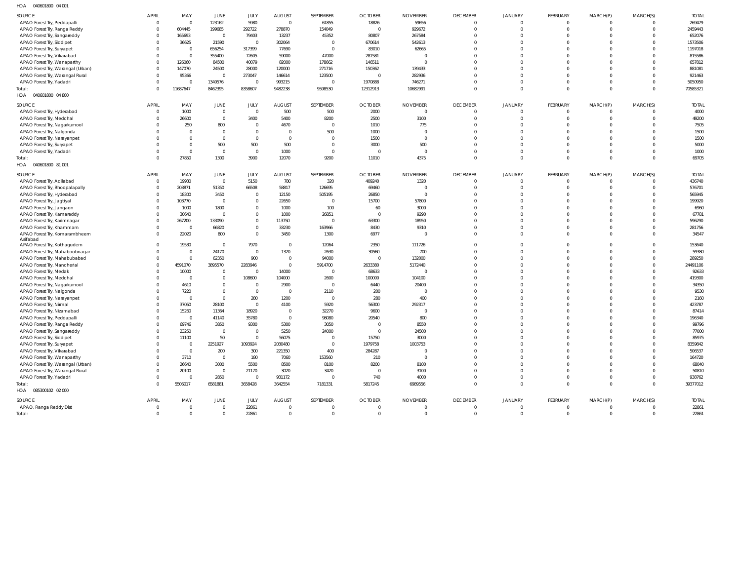HOA 040601800 04 001

| SOURCE | APRIL | MAY | JUNE | JULY | AUGUST | SEPTEMBER | OCTOBER | NOVEMBER | DECEMBER | JANUARY | FEBRUARY | MARCH(P) | MARCH(S) | TOTAL |
|---|---|---|---|---|---|---|---|---|---|---|---|---|---|---|
| APAO Forest Try, Peddapalli | 0 | 0 | 123162 | 5980 | 0 | 61855 | 18826 | 59656 | 0 | 0 | 0 | 0 | 0 | 269479 |
| APAO Forest Try, Ranga Reddy | 0 | 604445 | 199685 | 292722 | 278870 | 154049 | 0 | 929672 | 0 | 0 | 0 | 0 | 0 | 2459443 |
| APAO Forest Try, Sangareddy | 0 | 165693 | 0 | 79403 | 13237 | 45352 | 80807 | 267584 | 0 | 0 | 0 | 0 | 0 | 652076 |
| APAO Forest Try, Siddipet | 0 | 36625 | 21590 | 0 | 302064 | 0 | 670614 | 542613 | 0 | 0 | 0 | 0 | 0 | 1573506 |
| APAO Forest Try, Suryapet | 0 | 0 | 656254 | 317399 | 77690 | 0 | 83010 | 62665 | 0 | 0 | 0 | 0 | 0 | 1197018 |
| APAO Forest Try, Vikarabad | 0 | 0 | 355400 | 72605 | 59000 | 47000 | 281581 | 0 | 0 | 0 | 0 | 0 | 0 | 815586 |
| APAO Forest Try, Wanaparthy | 0 | 126060 | 84500 | 40079 | 82000 | 178662 | 146511 | 0 | 0 | 0 | 0 | 0 | 0 | 657812 |
| APAO Forest Try, Warangal (Urban) | 0 | 147070 | 24500 | 28000 | 120000 | 271716 | 150362 | 139433 | 0 | 0 | 0 | 0 | 0 | 881081 |
| APAO Forest Try, Warangal Rural | 0 | 95366 | 0 | 273047 | 146614 | 123500 | 0 | 282936 | 0 | 0 | 0 | 0 | 0 | 921463 |
| APAO Forest Try, Yadadri | 0 | 0 | 1340576 | 0 | 993215 | 0 | 1970888 | 746271 | 0 | 0 | 0 | 0 | 0 | 5050950 |
| Total: | 0 | 11687647 | 8462395 | 8358607 | 9482238 | 9598530 | 12312913 | 10682991 | 0 | 0 | 0 | 0 | 0 | 70585321 |

HOA 040601800 04 800

| SOURCE | APRIL | MAY | JUNE | JULY | AUGUST | SEPTEMBER | OCTOBER | NOVEMBER | DECEMBER | JANUARY | FEBRUARY | MARCH(P) | MARCH(S) | TOTAL |
|---|---|---|---|---|---|---|---|---|---|---|---|---|---|---|
| APAO Forest Try, Hyderabad | 0 | 1000 | 0 | 0 | 500 | 500 | 2000 | 0 | 0 | 0 | 0 | 0 | 0 | 4000 |
| APAO Forest Try, Medchal | 0 | 26600 | 0 | 3400 | 5400 | 8200 | 2500 | 3100 | 0 | 0 | 0 | 0 | 0 | 49200 |
| APAO Forest Try, Nagarkurnool | 0 | 250 | 800 | 0 | 4670 | 0 | 1010 | 775 | 0 | 0 | 0 | 0 | 0 | 7505 |
| APAO Forest Try, Nalgonda | 0 | 0 | 0 | 0 | 0 | 500 | 1000 | 0 | 0 | 0 | 0 | 0 | 0 | 1500 |
| APAO Forest Try, Narayanpet | 0 | 0 | 0 | 0 | 0 | 0 | 1500 | 0 | 0 | 0 | 0 | 0 | 0 | 1500 |
| APAO Forest Try, Suryapet | 0 | 0 | 500 | 500 | 500 | 0 | 3000 | 500 | 0 | 0 | 0 | 0 | 0 | 5000 |
| APAO Forest Try, Yadadri | 0 | 0 | 0 | 0 | 1000 | 0 | 0 | 0 | 0 | 0 | 0 | 0 | 0 | 1000 |
| Total: | 0 | 27850 | 1300 | 3900 | 12070 | 9200 | 11010 | 4375 | 0 | 0 | 0 | 0 | 0 | 69705 |

HOA 040601800 81 001

| SOURCE | APRIL | MAY | JUNE | JULY | AUGUST | SEPTEMBER | OCTOBER | NOVEMBER | DECEMBER | JANUARY | FEBRUARY | MARCH(P) | MARCH(S) | TOTAL |
|---|---|---|---|---|---|---|---|---|---|---|---|---|---|---|
| APAO Forest Try, Adilabad | 0 | 19930 | 0 | 5150 | 780 | 320 | 409240 | 1320 | 0 | 0 | 0 | 0 | 0 | 436740 |
| APAO Forest Try, Bhoopalapally | 0 | 203871 | 51350 | 66508 | 58817 | 126695 | 69460 | 0 | 0 | 0 | 0 | 0 | 0 | 576701 |
| APAO Forest Try, Hyderabad | 0 | 18300 | 3450 | 0 | 12150 | 505195 | 26850 | 0 | 0 | 0 | 0 | 0 | 0 | 565945 |
| APAO Forest Try, Jagtiyal | 0 | 103770 | 0 | 0 | 22650 | 0 | 15700 | 57800 | 0 | 0 | 0 | 0 | 0 | 199920 |
| APAO Forest Try, Jangaon | 0 | 1000 | 1800 | 0 | 1000 | 100 | 60 | 3000 | 0 | 0 | 0 | 0 | 0 | 6960 |
| APAO Forest Try, Kamareddy | 0 | 30640 | 0 | 0 | 1000 | 26851 | 0 | 9290 | 0 | 0 | 0 | 0 | 0 | 67781 |
| APAO Forest Try, Karimnagar | 0 | 267200 | 133090 | 0 | 113750 | 0 | 63300 | 18950 | 0 | 0 | 0 | 0 | 0 | 596290 |
| APAO Forest Try, Khammam | 0 | 0 | 66820 | 0 | 33230 | 163966 | 8430 | 9310 | 0 | 0 | 0 | 0 | 0 | 281756 |
| APAO Forest Try, Komarambheem Asifabad | 0 | 22020 | 800 | 0 | 3450 | 1300 | 6977 | 0 | 0 | 0 | 0 | 0 | 0 | 34547 |
| APAO Forest Try, Kothagudem | 0 | 19530 | 0 | 7970 | 0 | 12064 | 2350 | 111726 | 0 | 0 | 0 | 0 | 0 | 153640 |
| APAO Forest Try, Mahaboobnagar | 0 | 0 | 24170 | 0 | 1320 | 2630 | 30560 | 700 | 0 | 0 | 0 | 0 | 0 | 59380 |
| APAO Forest Try, Mahabubabad | 0 | 0 | 62350 | 900 | 0 | 94000 | 0 | 132000 | 0 | 0 | 0 | 0 | 0 | 289250 |
| APAO Forest Try, Mancherial | 0 | 4591070 | 3895570 | 2283946 | 0 | 5914700 | 2633380 | 5172440 | 0 | 0 | 0 | 0 | 0 | 24491106 |
| APAO Forest Try, Medak | 0 | 10000 | 0 | 0 | 14000 | 0 | 68633 | 0 | 0 | 0 | 0 | 0 | 0 | 92633 |
| APAO Forest Try, Medchal | 0 | 0 | 0 | 108600 | 104000 | 2600 | 100000 | 104100 | 0 | 0 | 0 | 0 | 0 | 419300 |
| APAO Forest Try, Nagarkurnool | 0 | 4610 | 0 | 0 | 2900 | 0 | 6440 | 20400 | 0 | 0 | 0 | 0 | 0 | 34350 |
| APAO Forest Try, Nalgonda | 0 | 7220 | 0 | 0 | 0 | 2110 | 200 | 0 | 0 | 0 | 0 | 0 | 0 | 9530 |
| APAO Forest Try, Narayanpet | 0 | 0 | 0 | 280 | 1200 | 0 | 280 | 400 | 0 | 0 | 0 | 0 | 0 | 2160 |
| APAO Forest Try, Nirmal | 0 | 37050 | 28100 | 0 | 4100 | 5920 | 56300 | 292317 | 0 | 0 | 0 | 0 | 0 | 423787 |
| APAO Forest Try, Nizamabad | 0 | 15260 | 11364 | 18920 | 0 | 32270 | 9600 | 0 | 0 | 0 | 0 | 0 | 0 | 87414 |
| APAO Forest Try, Peddapalli | 0 | 0 | 41140 | 35780 | 0 | 98080 | 20540 | 800 | 0 | 0 | 0 | 0 | 0 | 196340 |
| APAO Forest Try, Ranga Reddy | 0 | 69746 | 3850 | 9300 | 5300 | 3050 | 0 | 8550 | 0 | 0 | 0 | 0 | 0 | 99796 |
| APAO Forest Try, Sangareddy | 0 | 23250 | 0 | 0 | 5250 | 24000 | 0 | 24500 | 0 | 0 | 0 | 0 | 0 | 77000 |
| APAO Forest Try, Siddipet | 0 | 11100 | 50 | 0 | 56075 | 0 | 15750 | 3000 | 0 | 0 | 0 | 0 | 0 | 85975 |
| APAO Forest Try, Suryapet | 0 | 0 | 2251927 | 1093924 | 2030480 | 0 | 1979758 | 1003753 | 0 | 0 | 0 | 0 | 0 | 8359842 |
| APAO Forest Try, Vikarabad | 0 | 0 | 200 | 300 | 221350 | 400 | 284287 | 0 | 0 | 0 | 0 | 0 | 0 | 506537 |
| APAO Forest Try, Wanaparthy | 0 | 3710 | 0 | 180 | 7060 | 153560 | 210 | 0 | 0 | 0 | 0 | 0 | 0 | 164720 |
| APAO Forest Try, Warangal (Urban) | 0 | 26640 | 3000 | 5500 | 8500 | 8100 | 8200 | 8100 | 0 | 0 | 0 | 0 | 0 | 68040 |
| APAO Forest Try, Warangal Rural | 0 | 20100 | 0 | 21170 | 3020 | 3420 | 0 | 3100 | 0 | 0 | 0 | 0 | 0 | 50810 |
| APAO Forest Try, Yadadri | 0 | 0 | 2850 | 0 | 931172 | 0 | 740 | 4000 | 0 | 0 | 0 | 0 | 0 | 938762 |
| Total: | 0 | 5506017 | 6581881 | 3658428 | 3642554 | 7181331 | 5817245 | 6989556 | 0 | 0 | 0 | 0 | 0 | 39377012 |

HOA 085300102 02 000

| SOURCE | APRIL | MAY | JUNE | JULY | AUGUST | SEPTEMBER | OCTOBER | NOVEMBER | DECEMBER | JANUARY | FEBRUARY | MARCH(P) | MARCH(S) | TOTAL |
|---|---|---|---|---|---|---|---|---|---|---|---|---|---|---|
| APAO, Ranga Reddy Dist | 0 | 0 | 0 | 22861 | 0 | 0 | 0 | 0 | 0 | 0 | 0 | 0 | 0 | 22861 |
| Total: | 0 | 0 | 0 | 22861 | 0 | 0 | 0 | 0 | 0 | 0 | 0 | 0 | 0 | 22861 |